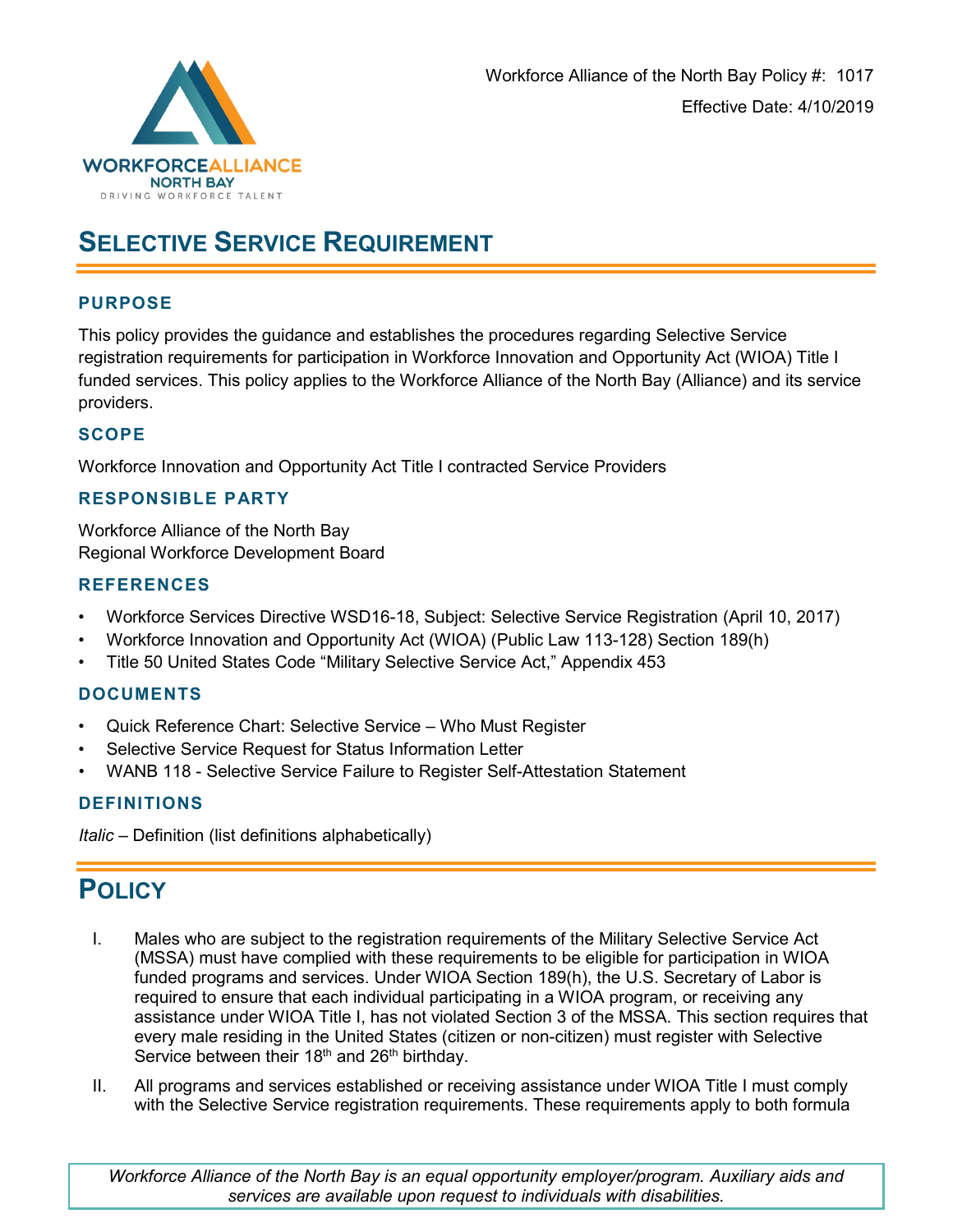Workforce Alliance of the North Bay Policy #: 1017

Effective Date: 4/10/2019

# Selective Service Requirement

## PURPOSE

This policy provides the guidance and establishes the procedures regarding Selective Service registration requirements for participation in Workforce Innovation and Opportunity Act (WIOA) Title I funded services. This policy applies to the Workforce Alliance of the North Bay (Alliance) and its service providers.

## SCOPE

Workforce Innovation and Opportunity Act Title I contracted Service Providers

## RESPONSIBLE PARTY

Workforce Alliance of the North Bay
Regional Workforce Development Board

## REFERENCES

- Workforce Services Directive WSD16-18, Subject: Selective Service Registration (April 10, 2017)
- Workforce Innovation and Opportunity Act (WIOA) (Public Law 113-128) Section 189(h)
- Title 50 United States Code "Military Selective Service Act," Appendix 453

## DOCUMENTS

- Quick Reference Chart: Selective Service – Who Must Register
- Selective Service Request for Status Information Letter
- WANB 118 - Selective Service Failure to Register Self-Attestation Statement

## DEFINITIONS

*Italic* – Definition (list definitions alphabetically)

# Policy

I. Males who are subject to the registration requirements of the Military Selective Service Act (MSSA) must have complied with these requirements to be eligible for participation in WIOA funded programs and services. Under WIOA Section 189(h), the U.S. Secretary of Labor is required to ensure that each individual participating in a WIOA program, or receiving any assistance under WIOA Title I, has not violated Section 3 of the MSSA. This section requires that every male residing in the United States (citizen or non-citizen) must register with Selective Service between their 18th and 26th birthday.

II. All programs and services established or receiving assistance under WIOA Title I must comply with the Selective Service registration requirements. These requirements apply to both formula

Workforce Alliance of the North Bay is an equal opportunity employer/program. Auxiliary aids and services are available upon request to individuals with disabilities.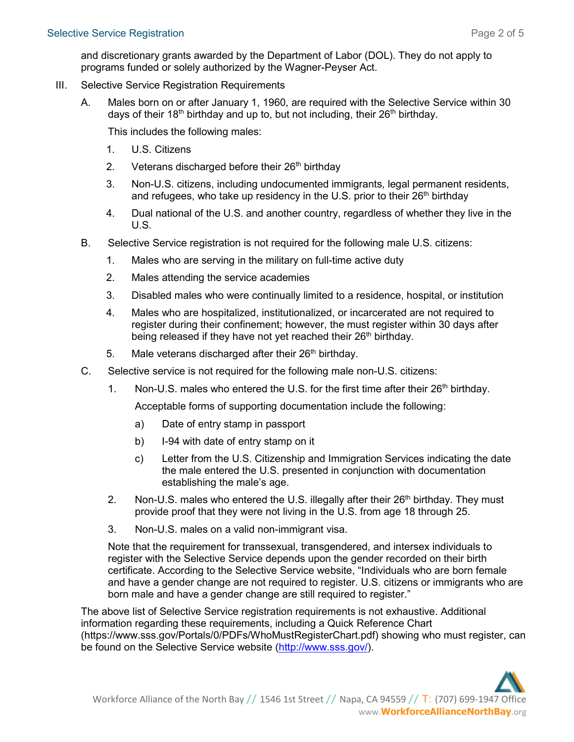and discretionary grants awarded by the Department of Labor (DOL). They do not apply to programs funded or solely authorized by the Wagner-Peyser Act.

III. Selective Service Registration Requirements

A. Males born on or after January 1, 1960, are required with the Selective Service within 30 days of their 18th birthday and up to, but not including, their 26th birthday.

   This includes the following males:

   1. U.S. Citizens
   2. Veterans discharged before their 26th birthday
   3. Non-U.S. citizens, including undocumented immigrants, legal permanent residents, and refugees, who take up residency in the U.S. prior to their 26th birthday
   4. Dual national of the U.S. and another country, regardless of whether they live in the U.S.

B. Selective Service registration is not required for the following male U.S. citizens:

   1. Males who are serving in the military on full-time active duty
   2. Males attending the service academies
   3. Disabled males who were continually limited to a residence, hospital, or institution
   4. Males who are hospitalized, institutionalized, or incarcerated are not required to register during their confinement; however, the must register within 30 days after being released if they have not yet reached their 26th birthday.
   5. Male veterans discharged after their 26th birthday.

C. Selective service is not required for the following male non-U.S. citizens:

   1. Non-U.S. males who entered the U.S. for the first time after their 26th birthday.

      Acceptable forms of supporting documentation include the following:

      a) Date of entry stamp in passport
      b) I-94 with date of entry stamp on it
      c) Letter from the U.S. Citizenship and Immigration Services indicating the date the male entered the U.S. presented in conjunction with documentation establishing the male's age.

   2. Non-U.S. males who entered the U.S. illegally after their 26th birthday. They must provide proof that they were not living in the U.S. from age 18 through 25.
   3. Non-U.S. males on a valid non-immigrant visa.

   Note that the requirement for transsexual, transgendered, and intersex individuals to register with the Selective Service depends upon the gender recorded on their birth certificate. According to the Selective Service website, "Individuals who are born female and have a gender change are not required to register. U.S. citizens or immigrants who are born male and have a gender change are still required to register."

The above list of Selective Service registration requirements is not exhaustive. Additional information regarding these requirements, including a Quick Reference Chart (https://www.sss.gov/Portals/0/PDFs/WhoMustRegisterChart.pdf) showing who must register, can be found on the Selective Service website (http://www.sss.gov/).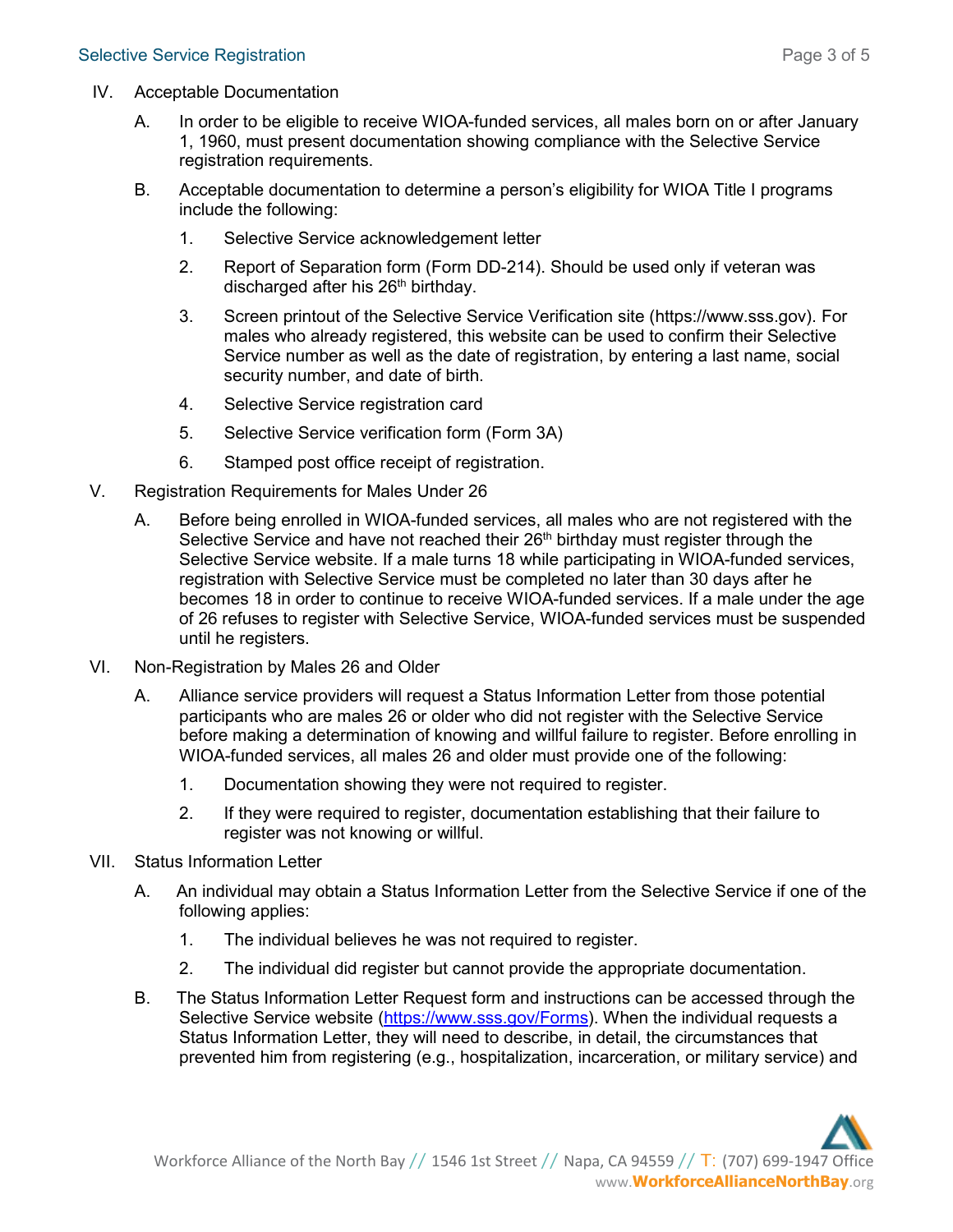IV. Acceptable Documentation

A. In order to be eligible to receive WIOA-funded services, all males born on or after January 1, 1960, must present documentation showing compliance with the Selective Service registration requirements.

B. Acceptable documentation to determine a person's eligibility for WIOA Title I programs include the following:

1. Selective Service acknowledgement letter
2. Report of Separation form (Form DD-214). Should be used only if veteran was discharged after his 26th birthday.
3. Screen printout of the Selective Service Verification site (https://www.sss.gov). For males who already registered, this website can be used to confirm their Selective Service number as well as the date of registration, by entering a last name, social security number, and date of birth.
4. Selective Service registration card
5. Selective Service verification form (Form 3A)
6. Stamped post office receipt of registration.

V. Registration Requirements for Males Under 26

A. Before being enrolled in WIOA-funded services, all males who are not registered with the Selective Service and have not reached their 26th birthday must register through the Selective Service website. If a male turns 18 while participating in WIOA-funded services, registration with Selective Service must be completed no later than 30 days after he becomes 18 in order to continue to receive WIOA-funded services. If a male under the age of 26 refuses to register with Selective Service, WIOA-funded services must be suspended until he registers.

VI. Non-Registration by Males 26 and Older

A. Alliance service providers will request a Status Information Letter from those potential participants who are males 26 or older who did not register with the Selective Service before making a determination of knowing and willful failure to register. Before enrolling in WIOA-funded services, all males 26 and older must provide one of the following:

1. Documentation showing they were not required to register.
2. If they were required to register, documentation establishing that their failure to register was not knowing or willful.

VII. Status Information Letter

A. An individual may obtain a Status Information Letter from the Selective Service if one of the following applies:

1. The individual believes he was not required to register.
2. The individual did register but cannot provide the appropriate documentation.

B. The Status Information Letter Request form and instructions can be accessed through the Selective Service website (https://www.sss.gov/Forms). When the individual requests a Status Information Letter, they will need to describe, in detail, the circumstances that prevented him from registering (e.g., hospitalization, incarceration, or military service) and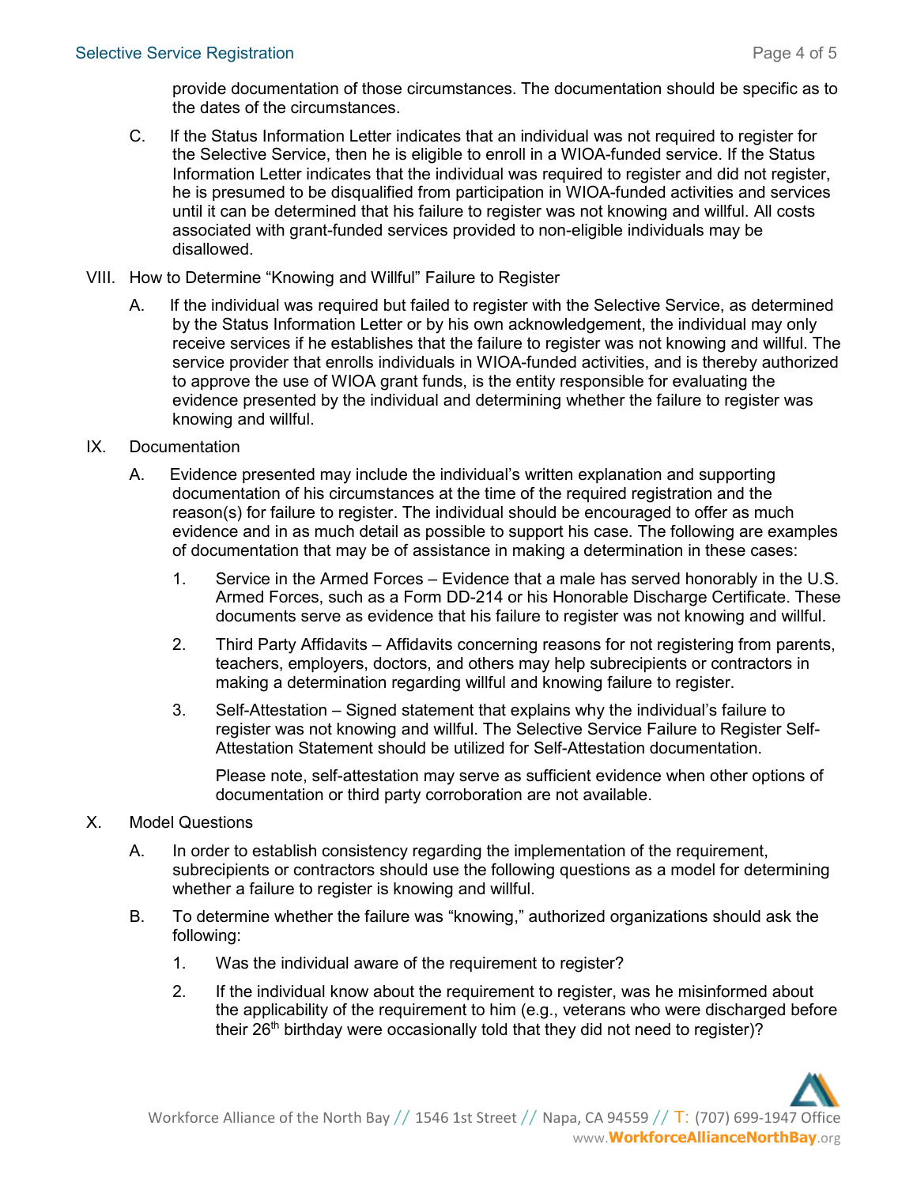provide documentation of those circumstances. The documentation should be specific as to the dates of the circumstances.

C. If the Status Information Letter indicates that an individual was not required to register for the Selective Service, then he is eligible to enroll in a WIOA-funded service. If the Status Information Letter indicates that the individual was required to register and did not register, he is presumed to be disqualified from participation in WIOA-funded activities and services until it can be determined that his failure to register was not knowing and willful. All costs associated with grant-funded services provided to non-eligible individuals may be disallowed.

VIII. How to Determine "Knowing and Willful" Failure to Register

A. If the individual was required but failed to register with the Selective Service, as determined by the Status Information Letter or by his own acknowledgement, the individual may only receive services if he establishes that the failure to register was not knowing and willful. The service provider that enrolls individuals in WIOA-funded activities, and is thereby authorized to approve the use of WIOA grant funds, is the entity responsible for evaluating the evidence presented by the individual and determining whether the failure to register was knowing and willful.

IX. Documentation

A. Evidence presented may include the individual's written explanation and supporting documentation of his circumstances at the time of the required registration and the reason(s) for failure to register. The individual should be encouraged to offer as much evidence and in as much detail as possible to support his case. The following are examples of documentation that may be of assistance in making a determination in these cases:

1. Service in the Armed Forces – Evidence that a male has served honorably in the U.S. Armed Forces, such as a Form DD-214 or his Honorable Discharge Certificate. These documents serve as evidence that his failure to register was not knowing and willful.

2. Third Party Affidavits – Affidavits concerning reasons for not registering from parents, teachers, employers, doctors, and others may help subrecipients or contractors in making a determination regarding willful and knowing failure to register.

3. Self-Attestation – Signed statement that explains why the individual's failure to register was not knowing and willful. The Selective Service Failure to Register Self-Attestation Statement should be utilized for Self-Attestation documentation.

   Please note, self-attestation may serve as sufficient evidence when other options of documentation or third party corroboration are not available.

X. Model Questions

A. In order to establish consistency regarding the implementation of the requirement, subrecipients or contractors should use the following questions as a model for determining whether a failure to register is knowing and willful.

B. To determine whether the failure was "knowing," authorized organizations should ask the following:

1. Was the individual aware of the requirement to register?

2. If the individual know about the requirement to register, was he misinformed about the applicability of the requirement to him (e.g., veterans who were discharged before their 26th birthday were occasionally told that they did not need to register)?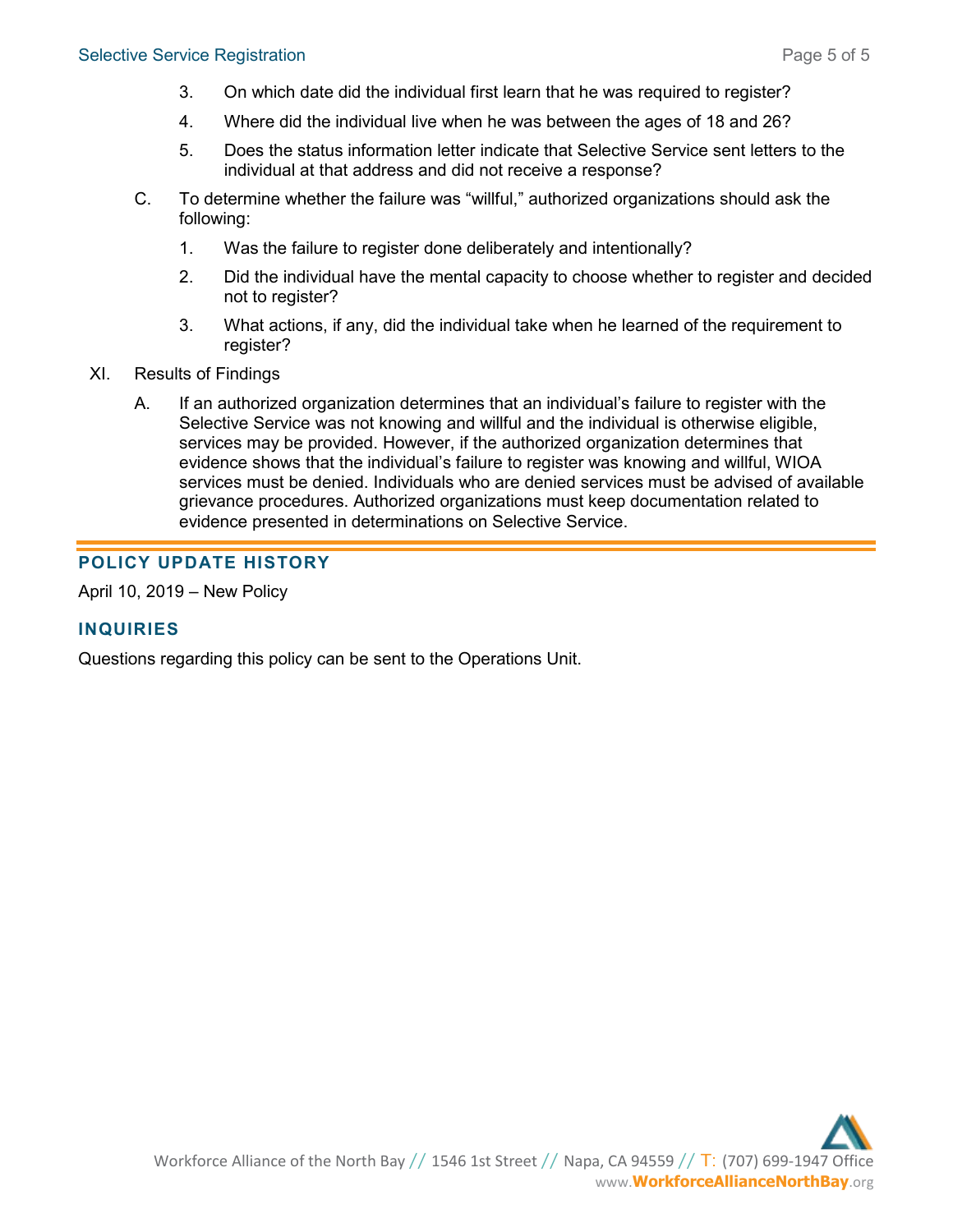3. On which date did the individual first learn that he was required to register?
4. Where did the individual live when he was between the ages of 18 and 26?
5. Does the status information letter indicate that Selective Service sent letters to the individual at that address and did not receive a response?

C. To determine whether the failure was "willful," authorized organizations should ask the following:

1. Was the failure to register done deliberately and intentionally?
2. Did the individual have the mental capacity to choose whether to register and decided not to register?
3. What actions, if any, did the individual take when he learned of the requirement to register?

XI. Results of Findings

A. If an authorized organization determines that an individual's failure to register with the Selective Service was not knowing and willful and the individual is otherwise eligible, services may be provided. However, if the authorized organization determines that evidence shows that the individual's failure to register was knowing and willful, WIOA services must be denied. Individuals who are denied services must be advised of available grievance procedures. Authorized organizations must keep documentation related to evidence presented in determinations on Selective Service.

## POLICY UPDATE HISTORY

April 10, 2019 – New Policy

## INQUIRIES

Questions regarding this policy can be sent to the Operations Unit.